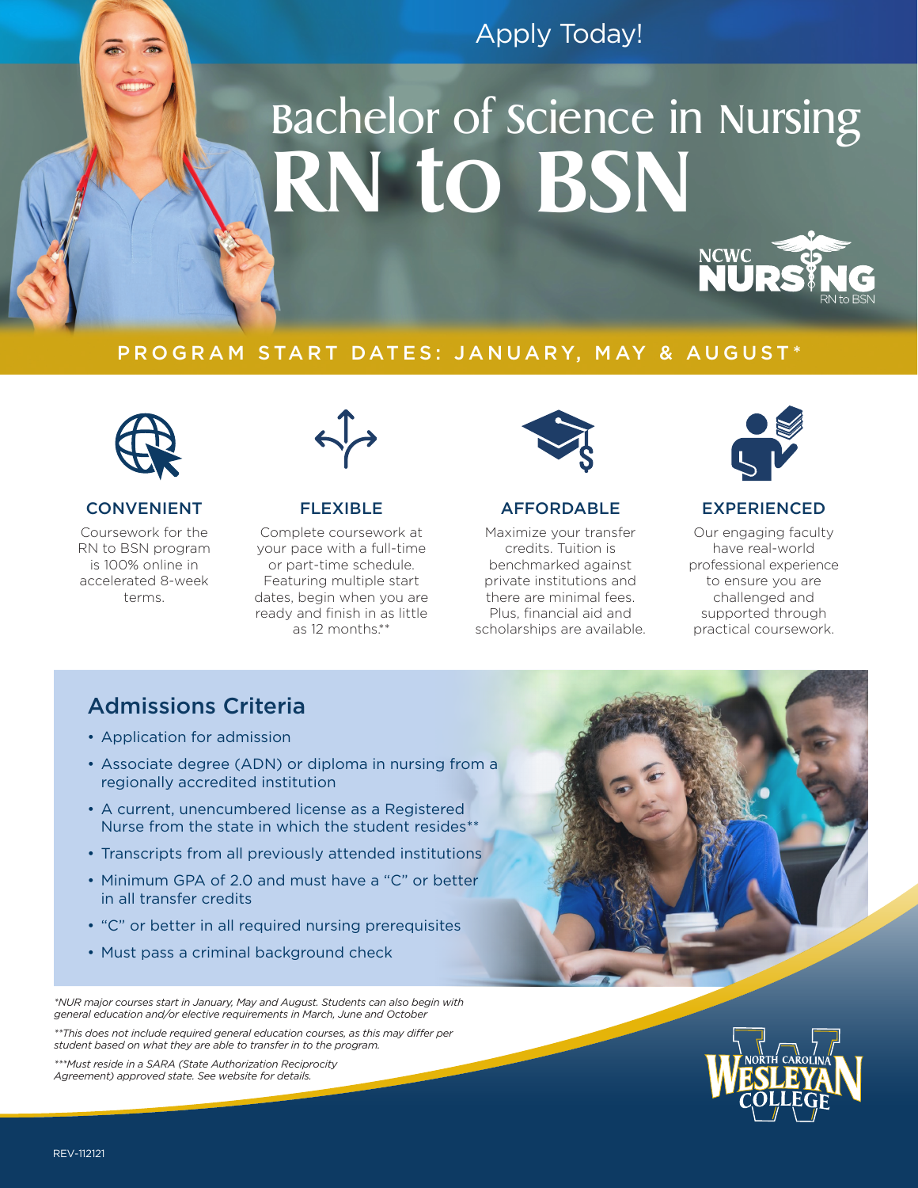Apply Today!

# Bachelor of Science in Nursing
# RN to BSN

NCWC NURSING RN to BSN

## PROGRAM START DATES: JANUARY, MAY & AUGUST*

### CONVENIENT

Coursework for the RN to BSN program is 100% online in accelerated 8-week terms.

### FLEXIBLE

Complete coursework at your pace with a full-time or part-time schedule. Featuring multiple start dates, begin when you are ready and finish in as little as 12 months.**

### AFFORDABLE

Maximize your transfer credits. Tuition is benchmarked against private institutions and there are minimal fees. Plus, financial aid and scholarships are available.

### EXPERIENCED

Our engaging faculty have real-world professional experience to ensure you are challenged and supported through practical coursework.

## Admissions Criteria

- Application for admission
- Associate degree (ADN) or diploma in nursing from a regionally accredited institution
- A current, unencumbered license as a Registered Nurse from the state in which the student resides**
- Transcripts from all previously attended institutions
- Minimum GPA of 2.0 and must have a "C" or better in all transfer credits
- "C" or better in all required nursing prerequisites
- Must pass a criminal background check

*\*NUR major courses start in January, May and August. Students can also begin with general education and/or elective requirements in March, June and October*

*\*\*This does not include required general education courses, as this may differ per student based on what they are able to transfer in to the program.*

*\*\*\*Must reside in a SARA (State Authorization Reciprocity Agreement) approved state. See website for details.*

North Carolina Wesleyan College

REV-112121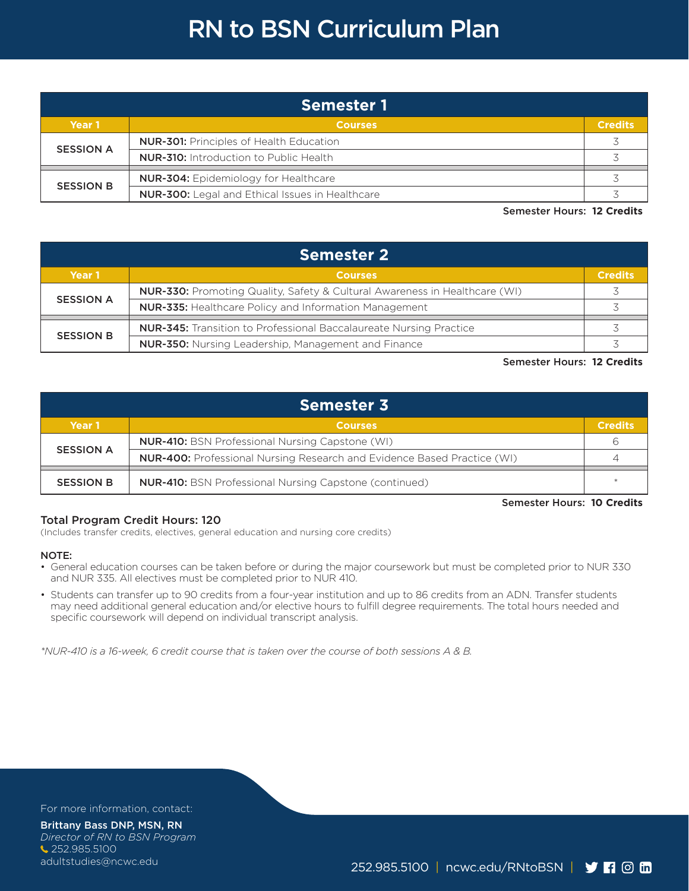# RN to BSN Curriculum Plan

## Semester 1

| Year 1 | Courses | Credits |
|---|---|---|
| SESSION A | **NUR-301:** Principles of Health Education | 3 |
| | **NUR-310:** Introduction to Public Health | 3 |
| SESSION B | **NUR-304:** Epidemiology for Healthcare | 3 |
| | **NUR-300:** Legal and Ethical Issues in Healthcare | 3 |

**Semester Hours: 12 Credits**

## Semester 2

| Year 1 | Courses | Credits |
|---|---|---|
| SESSION A | **NUR-330:** Promoting Quality, Safety & Cultural Awareness in Healthcare (WI) | 3 |
| | **NUR-335:** Healthcare Policy and Information Management | 3 |
| SESSION B | **NUR-345:** Transition to Professional Baccalaureate Nursing Practice | 3 |
| | **NUR-350:** Nursing Leadership, Management and Finance | 3 |

**Semester Hours: 12 Credits**

## Semester 3

| Year 1 | Courses | Credits |
|---|---|---|
| SESSION A | **NUR-410:** BSN Professional Nursing Capstone (WI) | 6 |
| | **NUR-400:** Professional Nursing Research and Evidence Based Practice (WI) | 4 |
| SESSION B | **NUR-410:** BSN Professional Nursing Capstone (continued) | * |

**Semester Hours: 10 Credits**

**Total Program Credit Hours: 120**

(Includes transfer credits, electives, general education and nursing core credits)

**NOTE:**

- General education courses can be taken before or during the major coursework but must be completed prior to NUR 330 and NUR 335. All electives must be completed prior to NUR 410.
- Students can transfer up to 90 credits from a four-year institution and up to 86 credits from an ADN. Transfer students may need additional general education and/or elective hours to fulfill degree requirements. The total hours needed and specific coursework will depend on individual transcript analysis.

*\*NUR-410 is a 16-week, 6 credit course that is taken over the course of both sessions A & B.*

For more information, contact:

**Brittany Bass DNP, MSN, RN**
*Director of RN to BSN Program*
252.985.5100
adultstudies@ncwc.edu

252.985.5100 | ncwc.edu/RNtoBSN